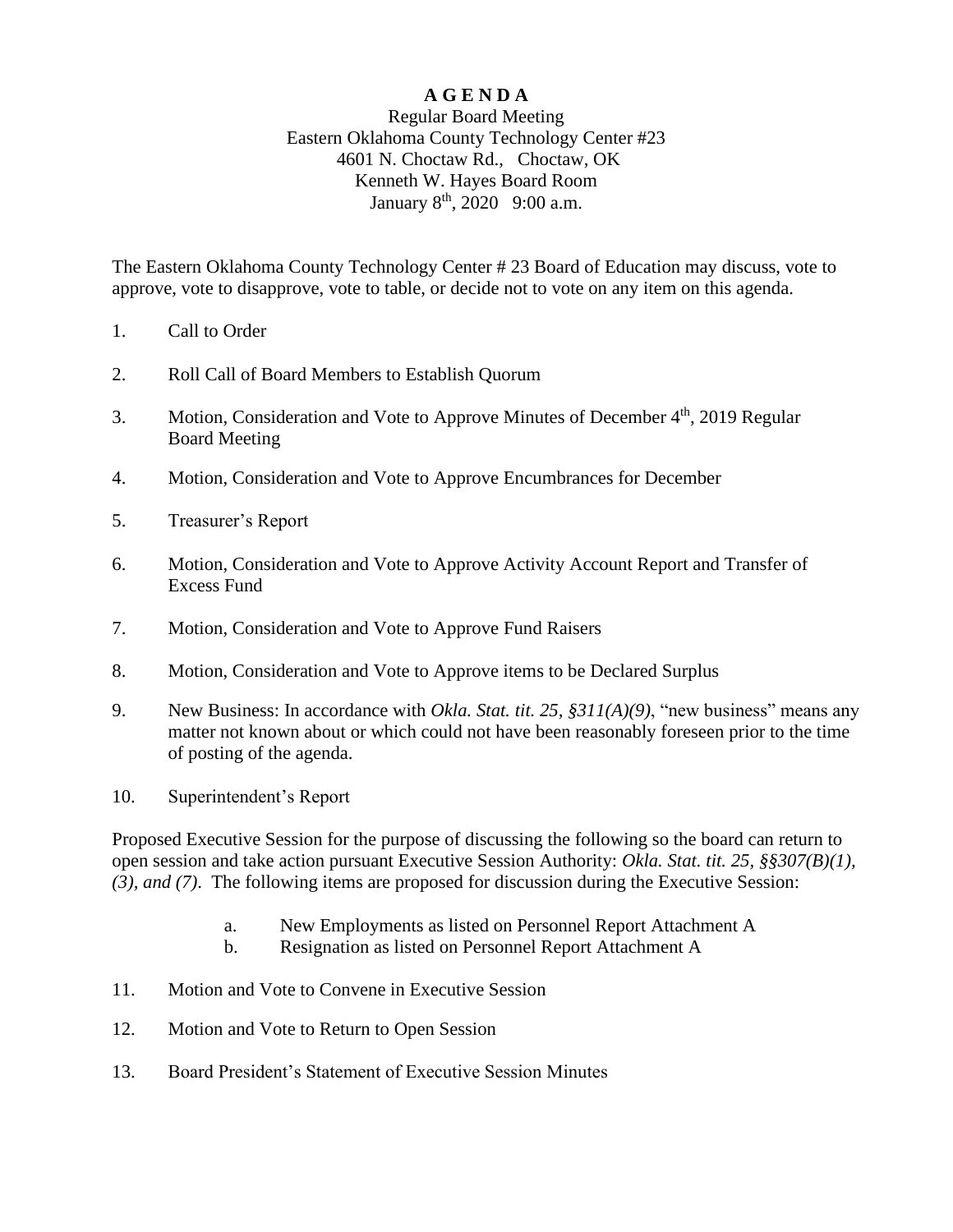# A G E N D A

Regular Board Meeting
Eastern Oklahoma County Technology Center #23
4601 N. Choctaw Rd., Choctaw, OK
Kenneth W. Hayes Board Room
January 8th, 2020 9:00 a.m.

The Eastern Oklahoma County Technology Center # 23 Board of Education may discuss, vote to approve, vote to disapprove, vote to table, or decide not to vote on any item on this agenda.

1. Call to Order

2. Roll Call of Board Members to Establish Quorum

3. Motion, Consideration and Vote to Approve Minutes of December 4th, 2019 Regular Board Meeting

4. Motion, Consideration and Vote to Approve Encumbrances for December

5. Treasurer's Report

6. Motion, Consideration and Vote to Approve Activity Account Report and Transfer of Excess Fund

7. Motion, Consideration and Vote to Approve Fund Raisers

8. Motion, Consideration and Vote to Approve items to be Declared Surplus

9. New Business: In accordance with *Okla. Stat. tit. 25, §311(A)(9)*, "new business" means any matter not known about or which could not have been reasonably foreseen prior to the time of posting of the agenda.

10. Superintendent's Report

Proposed Executive Session for the purpose of discussing the following so the board can return to open session and take action pursuant Executive Session Authority: *Okla. Stat. tit. 25, §§307(B)(1), (3), and (7)*. The following items are proposed for discussion during the Executive Session:

   a. New Employments as listed on Personnel Report Attachment A
   b. Resignation as listed on Personnel Report Attachment A

11. Motion and Vote to Convene in Executive Session

12. Motion and Vote to Return to Open Session

13. Board President's Statement of Executive Session Minutes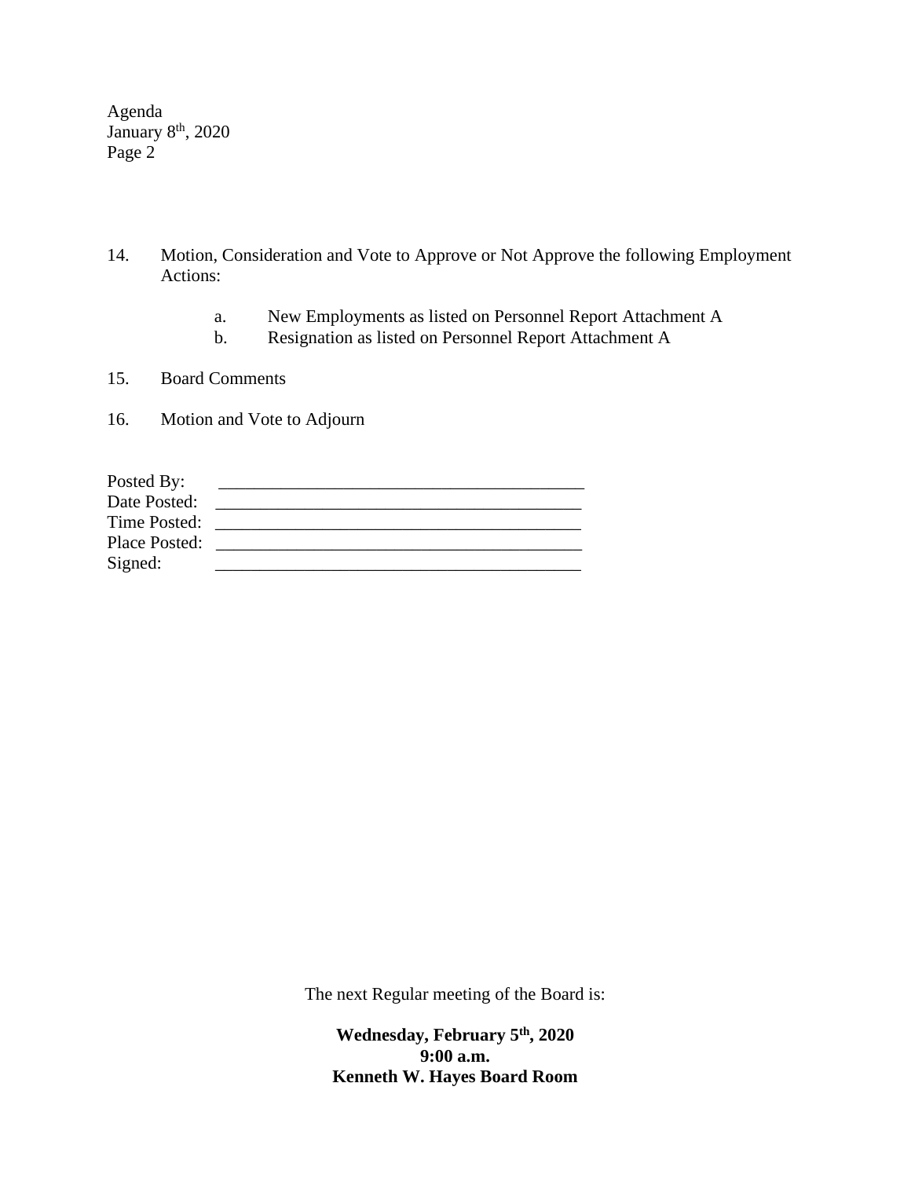14. Motion, Consideration and Vote to Approve or Not Approve the following Employment Actions:

    a. New Employments as listed on Personnel Report Attachment A
    b. Resignation as listed on Personnel Report Attachment A

15. Board Comments

16. Motion and Vote to Adjourn

Posted By: ___________________________________________
Date Posted: ___________________________________________
Time Posted: ___________________________________________
Place Posted: ___________________________________________
Signed: ___________________________________________

The next Regular meeting of the Board is:

**Wednesday, February 5th, 2020**
**9:00 a.m.**
**Kenneth W. Hayes Board Room**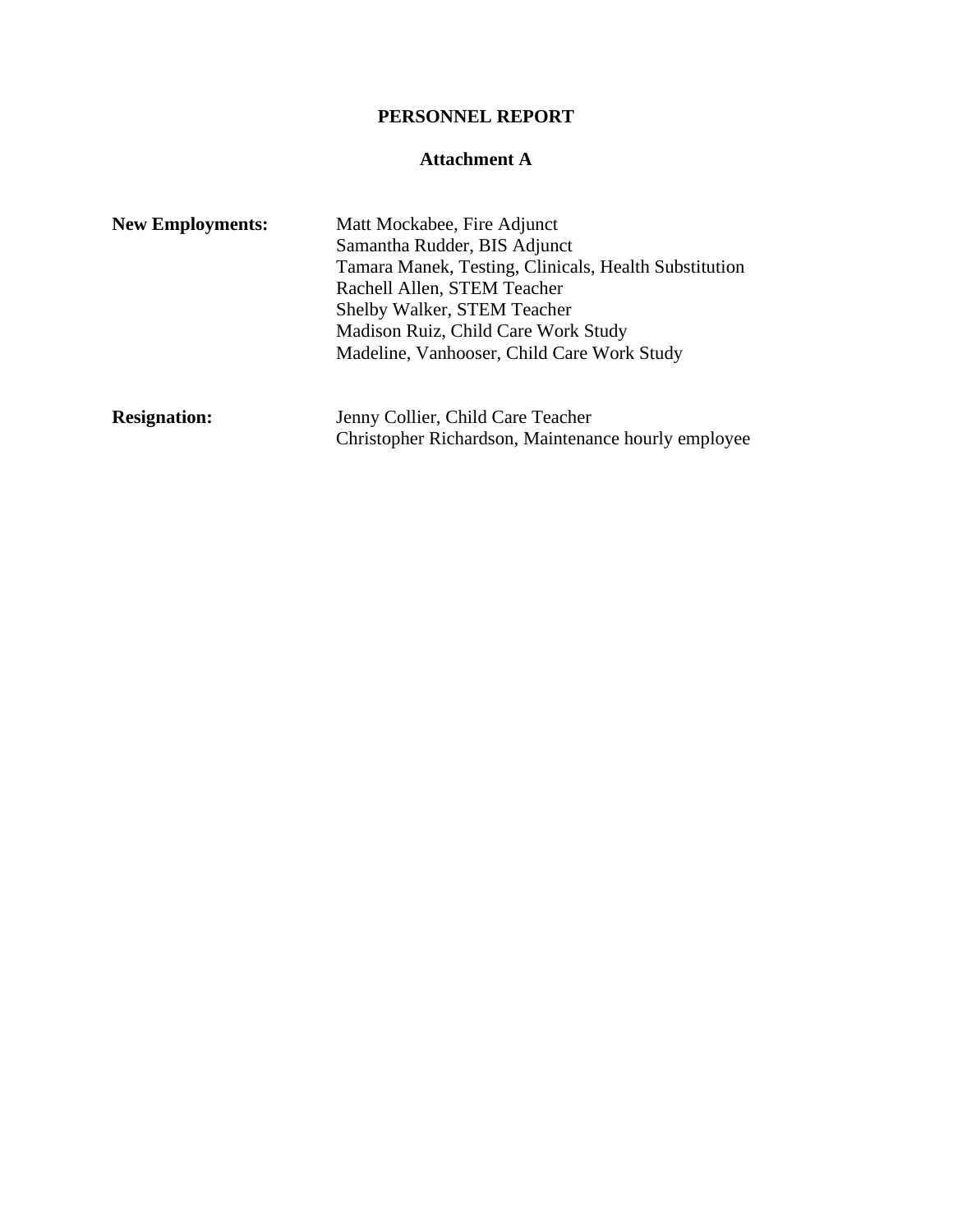# PERSONNEL REPORT

## Attachment A

**New Employments:**

Matt Mockabee, Fire Adjunct
Samantha Rudder, BIS Adjunct
Tamara Manek, Testing, Clinicals, Health Substitution
Rachell Allen, STEM Teacher
Shelby Walker, STEM Teacher
Madison Ruiz, Child Care Work Study
Madeline, Vanhooser, Child Care Work Study

**Resignation:**

Jenny Collier, Child Care Teacher
Christopher Richardson, Maintenance hourly employee